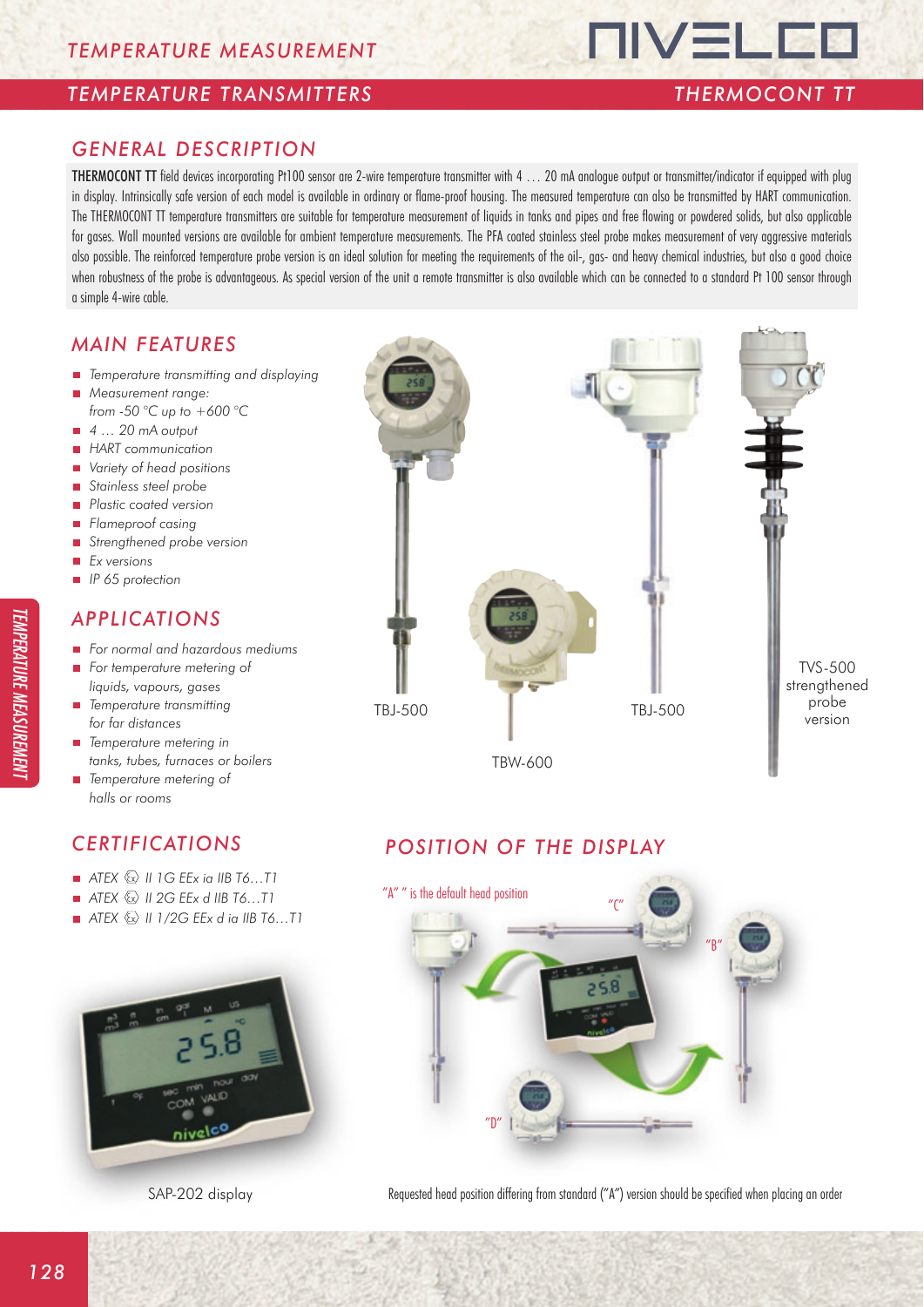# TEMPERATURE MEASUREMENT

## TEMPERATURE TRANSMITTERS — THERMOCONT TT

## GENERAL DESCRIPTION

**THERMOCONT TT** field devices incorporating Pt100 sensor are 2-wire temperature transmitter with 4 … 20 mA analogue output or transmitter/indicator if equipped with plug in display. Intrinsically safe version of each model is available in ordinary or flame-proof housing. The measured temperature can also be transmitted by HART communication. The THERMOCONT TT temperature transmitters are suitable for temperature measurement of liquids in tanks and pipes and free flowing or powdered solids, but also applicable for gases. Wall mounted versions are available for ambient temperature measurements. The PFA coated stainless steel probe makes measurement of very aggressive materials also possible. The reinforced temperature probe version is an ideal solution for meeting the requirements of the oil-, gas- and heavy chemical industries, but also a good choice when robustness of the probe is advantageous. As special version of the unit a remote transmitter is also available which can be connected to a standard Pt 100 sensor through a simple 4-wire cable.

## MAIN FEATURES

- *Temperature transmitting and displaying*
- *Measurement range: from -50 °C up to +600 °C*
- *4 … 20 mA output*
- *HART communication*
- *Variety of head positions*
- *Stainless steel probe*
- *Plastic coated version*
- *Flameproof casing*
- *Strengthened probe version*
- *Ex versions*
- *IP 65 protection*

TBJ-500

TBW-600

TBJ-500

TVS-500 strengthened probe version

## APPLICATIONS

- *For normal and hazardous mediums*
- *For temperature metering of liquids, vapours, gases*
- *Temperature transmitting for far distances*
- *Temperature metering in tanks, tubes, furnaces or boilers*
- *Temperature metering of halls or rooms*

## CERTIFICATIONS

- *ATEX Ⓔx II 1G EEx ia IIB T6…T1*
- *ATEX Ⓔx II 2G EEx d IIB T6…T1*
- *ATEX Ⓔx II 1/2G EEx d ia IIB T6…T1*

SAP-202 display

## POSITION OF THE DISPLAY

"A" " is the default head position

"C"

"B"

"D"

Requested head position differing from standard ("A") version should be specified when placing an order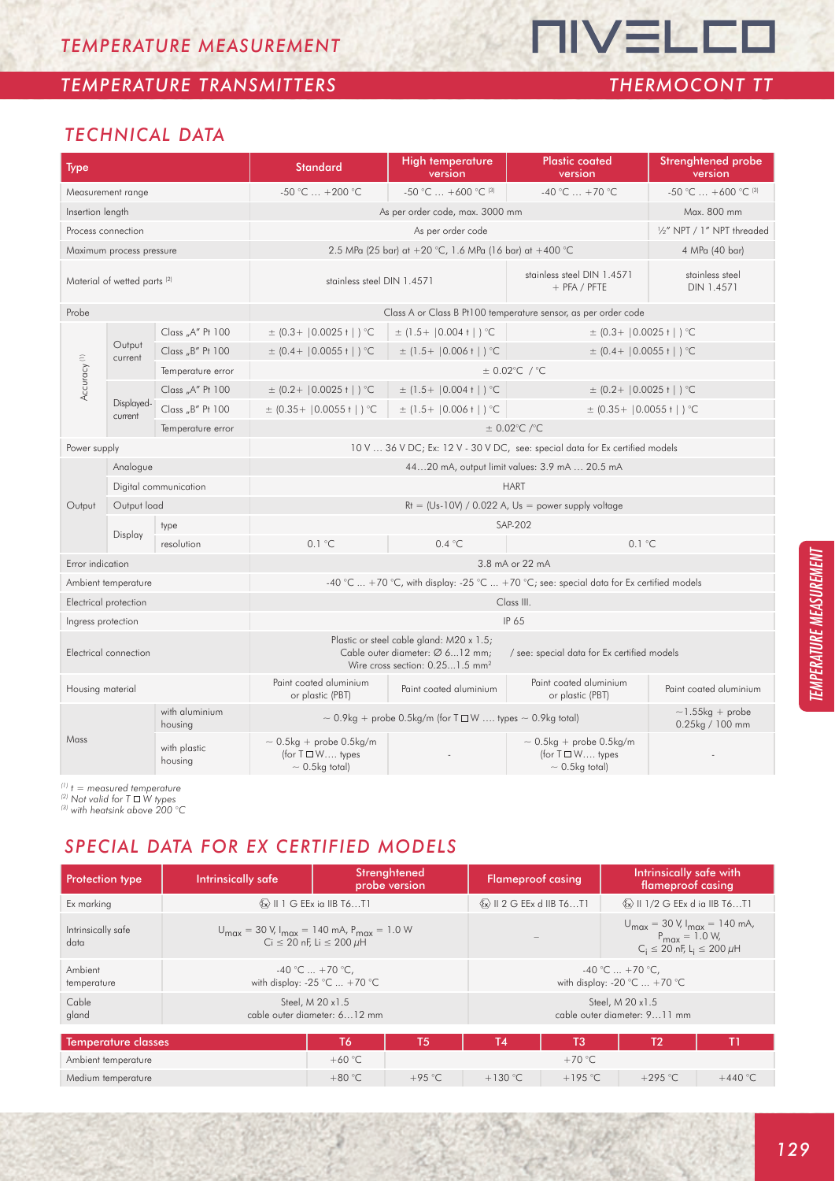## TECHNICAL DATA

| Type | | | Standard | High temperature version | Plastic coated version | Strenghtened probe version |
|---|---|---|---|---|---|---|
| Measurement range | | | -50 °C … +200 °C | -50 °C … +600 °C [3] | -40 °C … +70 °C | -50 °C … +600 °C [3] |
| Insertion length | | | As per order code, max. 3000 mm | | | Max. 800 mm |
| Process connection | | | As per order code | | | ½" NPT / 1" NPT threaded |
| Maximum process pressure | | | 2.5 MPa (25 bar) at +20 °C, 1.6 MPa (16 bar) at +400 °C | | | 4 MPa (40 bar) |
| Material of wetted parts [2] | | | stainless steel DIN 1.4571 | | stainless steel DIN 1.4571 + PFA / PFTE | stainless steel DIN 1.4571 |
| Probe | | | Class A or Class B Pt100 temperature sensor, as per order code | | | |
| Accuracy [1] | Output current | Class „A" Pt 100 | ± (0.3+ \|0.0025 t \| ) °C | ± (1.5+ \|0.004 t \| ) °C | ± (0.3+ \|0.0025 t \| ) °C | |
| | | Class „B" Pt 100 | ± (0.4+ \|0.0055 t \| ) °C | ± (1.5+ \|0.006 t \| ) °C | ± (0.4+ \|0.0055 t \| ) °C | |
| | | Temperature error | ± 0.02°C / °C | | | |
| | Displayed-current | Class „A" Pt 100 | ± (0.2+ \|0.0025 t \| ) °C | ± (1.5+ \|0.004 t \| ) °C | ± (0.2+ \|0.0025 t \| ) °C | |
| | | Class „B" Pt 100 | ± (0.35+ \|0.0055 t \| ) °C | ± (1.5+ \|0.006 t \| ) °C | ± (0.35+ \|0.0055 t \| ) °C | |
| | | Temperature error | ± 0.02°C /°C | | | |
| Power supply | | | 10 V … 36 V DC; Ex: 12 V - 30 V DC, see: special data for Ex certified models | | | |
| Output | Analogue | | 4…20 mA, output limit values: 3.9 mA … 20.5 mA | | | |
| | Digital communication | | HART | | | |
| | Output load | | Rt = (Us-10V) / 0.022 A, Us = power supply voltage | | | |
| | Display | type | SAP-202 | | | |
| | | resolution | 0.1 °C | 0.4 °C | 0.1 °C | |
| Error indication | | | 3.8 mA or 22 mA | | | |
| Ambient temperature | | | -40 °C … +70 °C, with display: -25 °C … +70 °C; see: special data for Ex certified models | | | |
| Electrical protection | | | Class III. | | | |
| Ingress protection | | | IP 65 | | | |
| Electrical connection | | | Plastic or steel cable gland: M20 x 1.5; Cable outer diameter: Ø 6…12 mm; Wire cross section: 0.25…1.5 mm² / see: special data for Ex certified models | | | |
| Housing material | | | Paint coated aluminium or plastic (PBT) | Paint coated aluminium | Paint coated aluminium or plastic (PBT) | Paint coated aluminium |
| Mass | | with aluminium housing | ~ 0.9kg + probe 0.5kg/m (for T☐W …. types ~ 0.9kg total) | | | ~1.55kg + probe 0.25kg / 100 mm |
| | | with plastic housing | ~ 0.5kg + probe 0.5kg/m (for T☐W…. types ~ 0.5kg total) | - | ~ 0.5kg + probe 0.5kg/m (for T☐W…. types ~ 0.5kg total) | - |

[1] *t = measured temperature*
[2] *Not valid for T☐W types*
[3] *with heatsink above 200 °C*

## SPECIAL DATA FOR EX CERTIFIED MODELS

| Protection type | Intrinsically safe | Strenghtened probe version | Flameproof casing | Intrinsically safe with flameproof casing |
|---|---|---|---|---|
| Ex marking | Ⓔx II 1 G EEx ia IIB T6…T1 | | Ⓔx II 2 G EEx d IIB T6…T1 | Ⓔx II 1/2 G EEx d ia IIB T6…T1 |
| Intrinsically safe data | $U_{max}$ = 30 V, $I_{max}$ = 140 mA, $P_{max}$ = 1.0 W, Ci ≤ 20 nF, Li ≤ 200 µH | | – | $U_{max}$ = 30 V, $I_{max}$ = 140 mA, $P_{max}$ = 1.0 W, $C_i$ ≤ 20 nF, $L_i$ ≤ 200 µH |
| Ambient temperature | -40 °C … +70 °C, with display: -25 °C … +70 °C | | -40 °C … +70 °C, with display: -20 °C … +70 °C | |
| Cable gland | Steel, M 20 x1.5 cable outer diameter: 6…12 mm | | Steel, M 20 x1.5 cable outer diameter: 9…11 mm | |

| Temperature classes | T6 | T5 | T4 | T3 | T2 | T1 |
|---|---|---|---|---|---|---|
| Ambient temperature | +60 °C | +70 °C | | | | |
| Medium temperature | +80 °C | +95 °C | +130 °C | +195 °C | +295 °C | +440 °C |